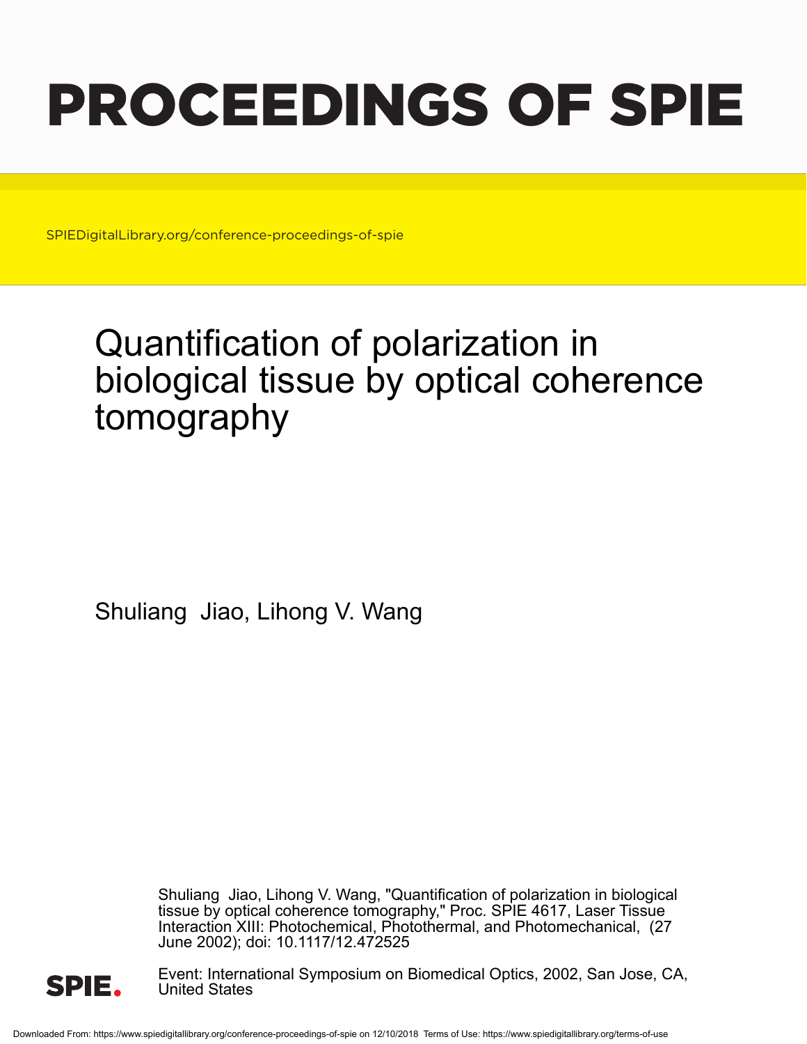# PROCEEDINGS OF SPIE

SPIEDigitalLibrary.org/conference-proceedings-of-spie

# Quantification of polarization in biological tissue by optical coherence tomography

Shuliang Jiao, Lihong V. Wang

Shuliang Jiao, Lihong V. Wang, "Quantification of polarization in biological tissue by optical coherence tomography," Proc. SPIE 4617, Laser Tissue Interaction XIII: Photochemical, Photothermal, and Photomechanical, (27 June 2002); doi: 10.1117/12.472525

Event: International Symposium on Biomedical Optics, 2002, San Jose, CA, United States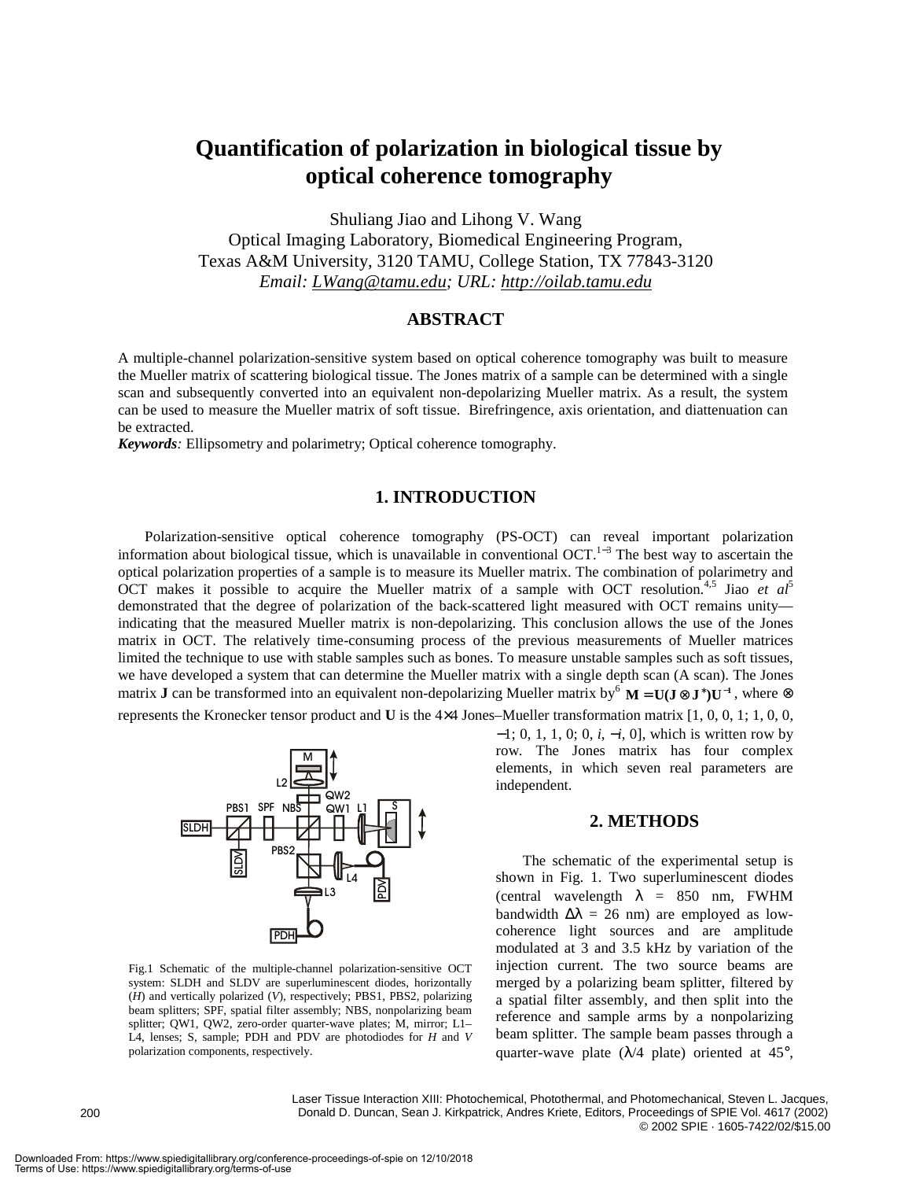# Quantification of polarization in biological tissue by optical coherence tomography

Shuliang Jiao and Lihong V. Wang
Optical Imaging Laboratory, Biomedical Engineering Program,
Texas A&M University, 3120 TAMU, College Station, TX 77843-3120
*Email: LWang@tamu.edu; URL: http://oilab.tamu.edu*

## ABSTRACT

A multiple-channel polarization-sensitive system based on optical coherence tomography was built to measure the Mueller matrix of scattering biological tissue. The Jones matrix of a sample can be determined with a single scan and subsequently converted into an equivalent non-depolarizing Mueller matrix. As a result, the system can be used to measure the Mueller matrix of soft tissue. Birefringence, axis orientation, and diattenuation can be extracted.

***Keywords**:* Ellipsometry and polarimetry; Optical coherence tomography.

## 1. INTRODUCTION

Polarization-sensitive optical coherence tomography (PS-OCT) can reveal important polarization information about biological tissue, which is unavailable in conventional OCT.[1–3] The best way to ascertain the optical polarization properties of a sample is to measure its Mueller matrix. The combination of polarimetry and OCT makes it possible to acquire the Mueller matrix of a sample with OCT resolution.[4,5] Jiao *et al*[5] demonstrated that the degree of polarization of the back-scattered light measured with OCT remains unity—indicating that the measured Mueller matrix is non-depolarizing. This conclusion allows the use of the Jones matrix in OCT. The relatively time-consuming process of the previous measurements of Mueller matrices limited the technique to use with stable samples such as bones. To measure unstable samples such as soft tissues, we have developed a system that can determine the Mueller matrix with a single depth scan (A scan). The Jones matrix **J** can be transformed into an equivalent non-depolarizing Mueller matrix by[6] $\mathbf{M} = \mathbf{U}(\mathbf{J} \otimes \mathbf{J}^*)\mathbf{U}^{-1}$, where $\otimes$ represents the Kronecker tensor product and **U** is the 4×4 Jones–Mueller transformation matrix [1, 0, 0, 1; 1, 0, 0, −1; 0, 1, 1, 0; 0, *i*, −*i*, 0], which is written row by row. The Jones matrix has four complex elements, in which seven real parameters are independent.

Fig.1 Schematic of the multiple-channel polarization-sensitive OCT system: SLDH and SLDV are superluminescent diodes, horizontally (*H*) and vertically polarized (*V*), respectively; PBS1, PBS2, polarizing beam splitters; SPF, spatial filter assembly; NBS, nonpolarizing beam splitter; QW1, QW2, zero-order quarter-wave plates; M, mirror; L1–L4, lenses; S, sample; PDH and PDV are photodiodes for *H* and *V* polarization components, respectively.

## 2. METHODS

The schematic of the experimental setup is shown in Fig. 1. Two superluminescent diodes (central wavelength $\lambda$ = 850 nm, FWHM bandwidth $\Delta\lambda$ = 26 nm) are employed as low-coherence light sources and are amplitude modulated at 3 and 3.5 kHz by variation of the injection current. The two source beams are merged by a polarizing beam splitter, filtered by a spatial filter assembly, and then split into the reference and sample arms by a nonpolarizing beam splitter. The sample beam passes through a quarter-wave plate ($\lambda$/4 plate) oriented at 45°,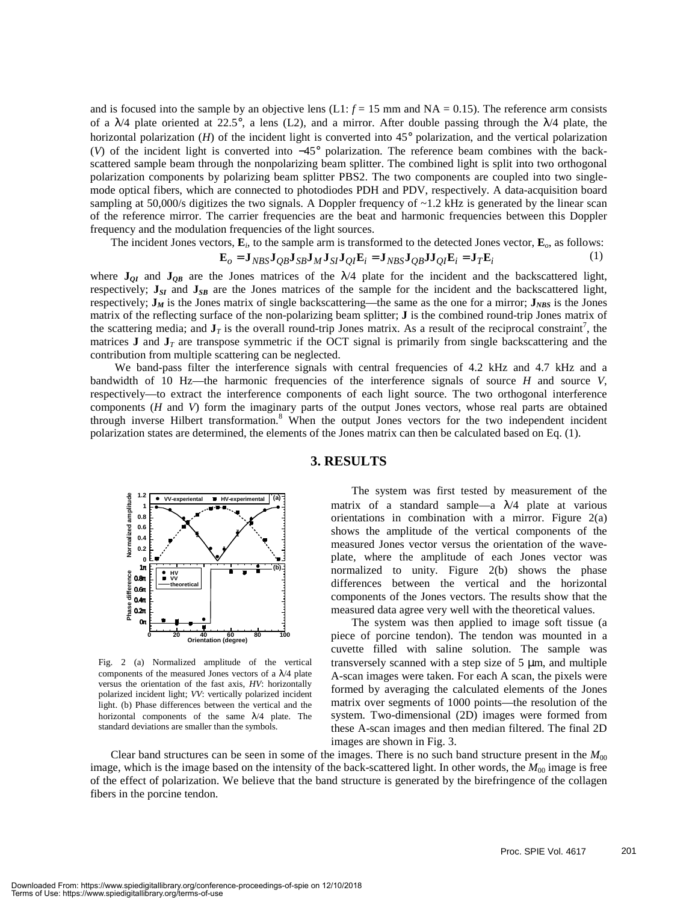and is focused into the sample by an objective lens (L1: $f$ = 15 mm and NA = 0.15). The reference arm consists of a λ/4 plate oriented at 22.5°, a lens (L2), and a mirror. After double passing through the λ/4 plate, the horizontal polarization ($H$) of the incident light is converted into 45° polarization, and the vertical polarization ($V$) of the incident light is converted into −45° polarization. The reference beam combines with the back-scattered sample beam through the nonpolarizing beam splitter. The combined light is split into two orthogonal polarization components by polarizing beam splitter PBS2. The two components are coupled into two single-mode optical fibers, which are connected to photodiodes PDH and PDV, respectively. A data-acquisition board sampling at 50,000/s digitizes the two signals. A Doppler frequency of ~1.2 kHz is generated by the linear scan of the reference mirror. The carrier frequencies are the beat and harmonic frequencies between this Doppler frequency and the modulation frequencies of the light sources.

The incident Jones vectors, $\mathbf{E}_i$, to the sample arm is transformed to the detected Jones vector, $\mathbf{E}_o$, as follows:

$$\mathbf{E}_o = \mathbf{J}_{NBS}\mathbf{J}_{QB}\mathbf{J}_{SB}\mathbf{J}_M\mathbf{J}_{SI}\mathbf{J}_{QI}\mathbf{E}_i = \mathbf{J}_{NBS}\mathbf{J}_{QB}\mathbf{J}\mathbf{J}_{QI}\mathbf{E}_i = \mathbf{J}_T\mathbf{E}_i \tag{1}$$

where $\mathbf{J}_{QI}$ and $\mathbf{J}_{QB}$ are the Jones matrices of the λ/4 plate for the incident and the backscattered light, respectively; $\mathbf{J}_{SI}$ and $\mathbf{J}_{SB}$ are the Jones matrices of the sample for the incident and the backscattered light, respectively; $\mathbf{J}_M$ is the Jones matrix of single backscattering—the same as the one for a mirror; $\mathbf{J}_{NBS}$ is the Jones matrix of the reflecting surface of the non-polarizing beam splitter; $\mathbf{J}$ is the combined round-trip Jones matrix of the scattering media; and $\mathbf{J}_T$ is the overall round-trip Jones matrix. As a result of the reciprocal constraint[7], the matrices $\mathbf{J}$ and $\mathbf{J}_T$ are transpose symmetric if the OCT signal is primarily from single backscattering and the contribution from multiple scattering can be neglected.

We band-pass filter the interference signals with central frequencies of 4.2 kHz and 4.7 kHz and a bandwidth of 10 Hz—the harmonic frequencies of the interference signals of source $H$ and source $V$, respectively—to extract the interference components of each light source. The two orthogonal interference components ($H$ and $V$) form the imaginary parts of the output Jones vectors, whose real parts are obtained through inverse Hilbert transformation.[8] When the output Jones vectors for the two independent incident polarization states are determined, the elements of the Jones matrix can then be calculated based on Eq. (1).

## 3. RESULTS

The system was first tested by measurement of the matrix of a standard sample—a λ/4 plate at various orientations in combination with a mirror. Figure 2(a) shows the amplitude of the vertical components of the measured Jones vector versus the orientation of the wave-plate, where the amplitude of each Jones vector was normalized to unity. Figure 2(b) shows the phase differences between the vertical and the horizontal components of the Jones vectors. The results show that the measured data agree very well with the theoretical values.

The system was then applied to image soft tissue (a piece of porcine tendon). The tendon was mounted in a cuvette filled with saline solution. The sample was transversely scanned with a step size of 5 μm, and multiple A-scan images were taken. For each A scan, the pixels were formed by averaging the calculated elements of the Jones matrix over segments of 1000 points—the resolution of the system. Two-dimensional (2D) images were formed from these A-scan images and then median filtered. The final 2D images are shown in Fig. 3.

Fig. 2 (a) Normalized amplitude of the vertical components of the measured Jones vectors of a λ/4 plate versus the orientation of the fast axis, $HV$: horizontally polarized incident light; $VV$: vertically polarized incident light. (b) Phase differences between the vertical and the horizontal components of the same λ/4 plate. The standard deviations are smaller than the symbols.

Clear band structures can be seen in some of the images. There is no such band structure present in the $M_{00}$ image, which is the image based on the intensity of the back-scattered light. In other words, the $M_{00}$ image is free of the effect of polarization. We believe that the band structure is generated by the birefringence of the collagen fibers in the porcine tendon.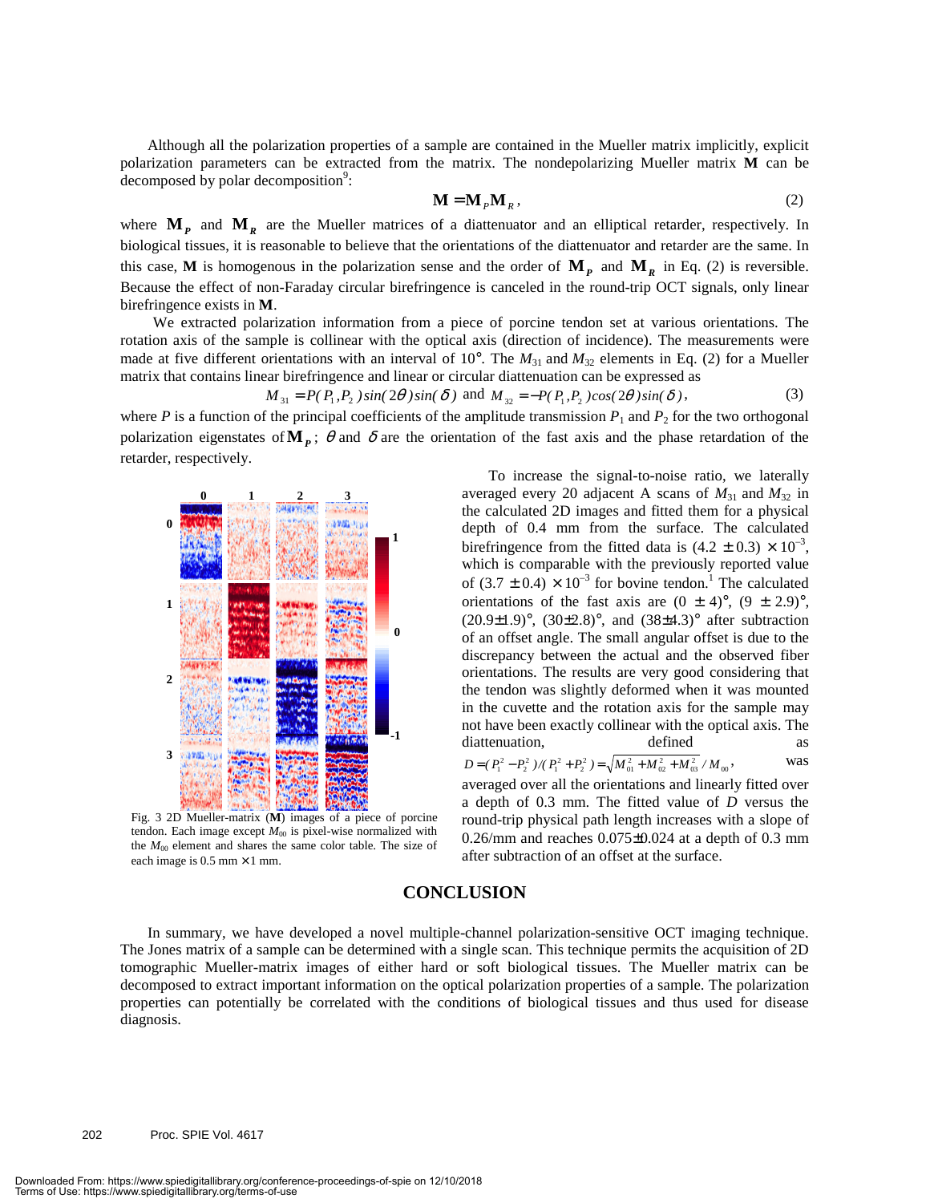Although all the polarization properties of a sample are contained in the Mueller matrix implicitly, explicit polarization parameters can be extracted from the matrix. The nondepolarizing Mueller matrix **M** can be decomposed by polar decomposition[9]:

$$\mathbf{M} = \mathbf{M}_P \mathbf{M}_R, \tag{2}$$

where $\mathbf{M}_P$ and $\mathbf{M}_R$ are the Mueller matrices of a diattenuator and an elliptical retarder, respectively. In biological tissues, it is reasonable to believe that the orientations of the diattenuator and retarder are the same. In this case, **M** is homogenous in the polarization sense and the order of $\mathbf{M}_P$ and $\mathbf{M}_R$ in Eq. (2) is reversible. Because the effect of non-Faraday circular birefringence is canceled in the round-trip OCT signals, only linear birefringence exists in **M**.

We extracted polarization information from a piece of porcine tendon set at various orientations. The rotation axis of the sample is collinear with the optical axis (direction of incidence). The measurements were made at five different orientations with an interval of 10°. The $M_{31}$ and $M_{32}$ elements in Eq. (2) for a Mueller matrix that contains linear birefringence and linear or circular diattenuation can be expressed as

$$M_{31} = P(P_1, P_2)\sin(2\theta)\sin(\delta) \text{ and } M_{32} = -P(P_1, P_2)\cos(2\theta)\sin(\delta), \tag{3}$$

where $P$ is a function of the principal coefficients of the amplitude transmission $P_1$ and $P_2$ for the two orthogonal polarization eigenstates of $\mathbf{M}_P$; $\theta$ and $\delta$ are the orientation of the fast axis and the phase retardation of the retarder, respectively.

Fig. 3 2D Mueller-matrix (**M**) images of a piece of porcine tendon. Each image except $M_{00}$ is pixel-wise normalized with the $M_{00}$ element and shares the same color table. The size of each image is 0.5 mm × 1 mm.

To increase the signal-to-noise ratio, we laterally averaged every 20 adjacent A scans of $M_{31}$ and $M_{32}$ in the calculated 2D images and fitted them for a physical depth of 0.4 mm from the surface. The calculated birefringence from the fitted data is $(4.2 \pm 0.3) \times 10^{-3}$, which is comparable with the previously reported value of $(3.7 \pm 0.4) \times 10^{-3}$ for bovine tendon.[1] The calculated orientations of the fast axis are $(0 \pm 4)°$, $(9 \pm 2.9)°$, $(20.9 \pm 1.9)°$, $(30 \pm 2.8)°$, and $(38 \pm 4.3)°$ after subtraction of an offset angle. The small angular offset is due to the discrepancy between the actual and the observed fiber orientations. The results are very good considering that the tendon was slightly deformed when it was mounted in the cuvette and the rotation axis for the sample may not have been exactly collinear with the optical axis. The diattenuation, defined as $D = (P_1^2 - P_2^2)/(P_1^2 + P_2^2) = \sqrt{M_{01}^2 + M_{02}^2 + M_{03}^2}\,/\,M_{00}$, was averaged over all the orientations and linearly fitted over a depth of 0.3 mm. The fitted value of $D$ versus the round-trip physical path length increases with a slope of 0.26/mm and reaches $0.075 \pm 0.024$ at a depth of 0.3 mm after subtraction of an offset at the surface.

## CONCLUSION

In summary, we have developed a novel multiple-channel polarization-sensitive OCT imaging technique. The Jones matrix of a sample can be determined with a single scan. This technique permits the acquisition of 2D tomographic Mueller-matrix images of either hard or soft biological tissues. The Mueller matrix can be decomposed to extract important information on the optical polarization properties of a sample. The polarization properties can potentially be correlated with the conditions of biological tissues and thus used for disease diagnosis.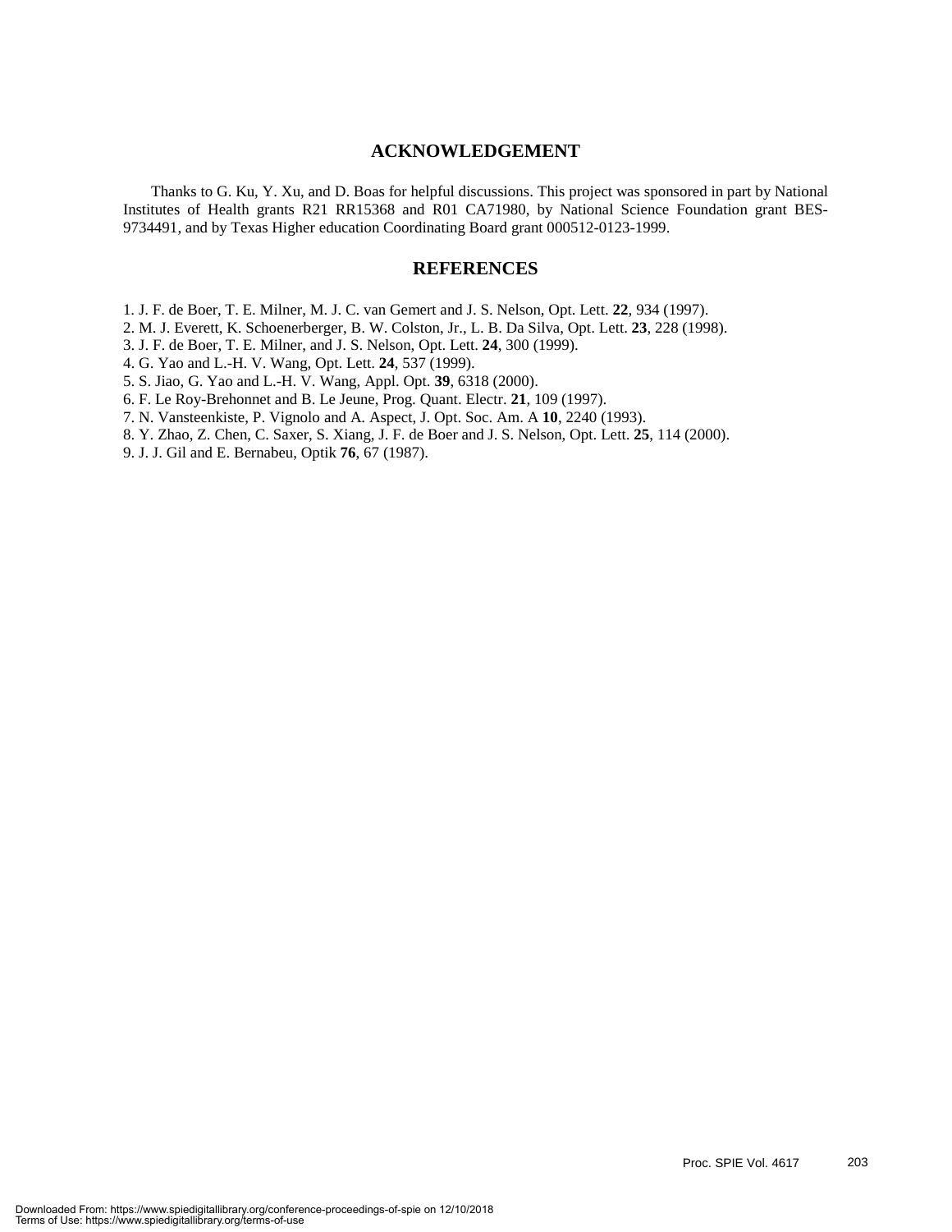## ACKNOWLEDGEMENT

Thanks to G. Ku, Y. Xu, and D. Boas for helpful discussions. This project was sponsored in part by National Institutes of Health grants R21 RR15368 and R01 CA71980, by National Science Foundation grant BES-9734491, and by Texas Higher education Coordinating Board grant 000512-0123-1999.

## REFERENCES

1. J. F. de Boer, T. E. Milner, M. J. C. van Gemert and J. S. Nelson, Opt. Lett. **22**, 934 (1997).
2. M. J. Everett, K. Schoenerberger, B. W. Colston, Jr., L. B. Da Silva, Opt. Lett. **23**, 228 (1998).
3. J. F. de Boer, T. E. Milner, and J. S. Nelson, Opt. Lett. **24**, 300 (1999).
4. G. Yao and L.-H. V. Wang, Opt. Lett. **24**, 537 (1999).
5. S. Jiao, G. Yao and L.-H. V. Wang, Appl. Opt. **39**, 6318 (2000).
6. F. Le Roy-Brehonnet and B. Le Jeune, Prog. Quant. Electr. **21**, 109 (1997).
7. N. Vansteenkiste, P. Vignolo and A. Aspect, J. Opt. Soc. Am. A **10**, 2240 (1993).
8. Y. Zhao, Z. Chen, C. Saxer, S. Xiang, J. F. de Boer and J. S. Nelson, Opt. Lett. **25**, 114 (2000).
9. J. J. Gil and E. Bernabeu, Optik **76**, 67 (1987).